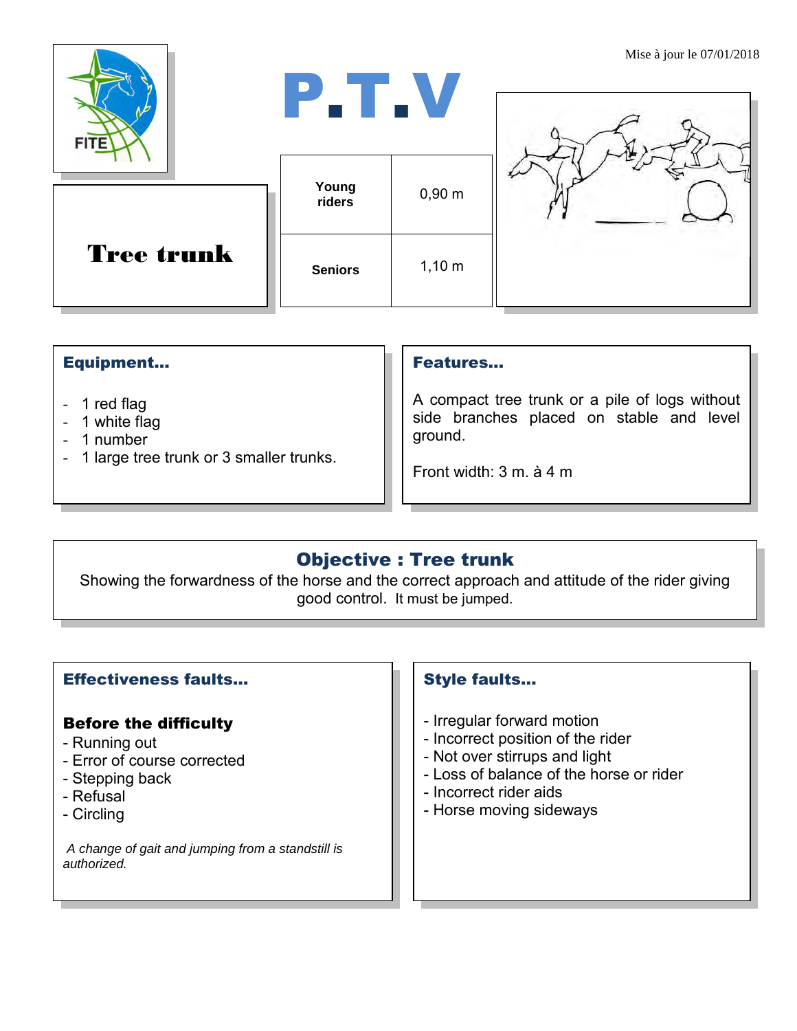Mise à jour le 07/01/2018

# P.T.V

## Tree trunk

| Young riders | 0,90 m |
| --- | --- |
| Seniors | 1,10 m |

### Equipment…

- 1 red flag
- 1 white flag
- 1 number
- 1 large tree trunk or 3 smaller trunks.

### Features…

A compact tree trunk or a pile of logs without side branches placed on stable and level ground.

Front width: 3 m. à 4 m

### Objective : Tree trunk

Showing the forwardness of the horse and the correct approach and attitude of the rider giving good control. It must be jumped.

### Effectiveness faults…

**Before the difficulty**

- Running out
- Error of course corrected
- Stepping back
- Refusal
- Circling

*A change of gait and jumping from a standstill is authorized.*

### Style faults…

- Irregular forward motion
- Incorrect position of the rider
- Not over stirrups and light
- Loss of balance of the horse or rider
- Incorrect rider aids
- Horse moving sideways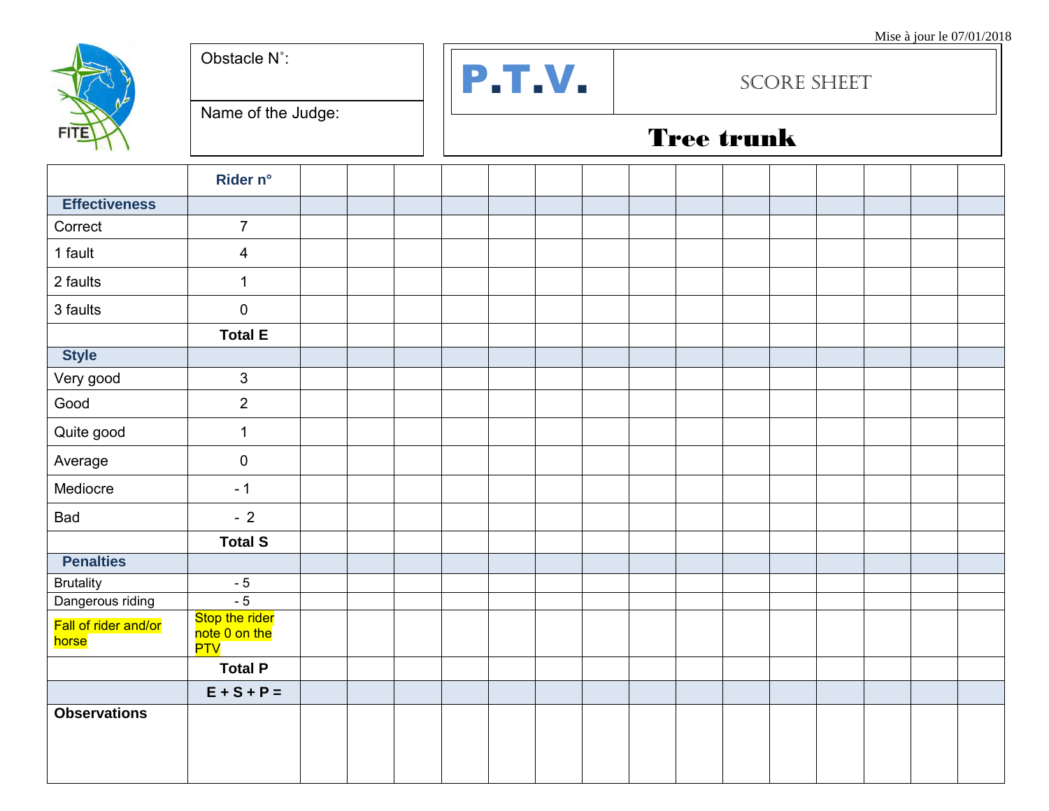Mise à jour le 07/01/2018

FITE

Obstacle N˚:

Name of the Judge:

**P.T.V.** SCORE SHEET

# Tree trunk

| | Rider n° | | | | | | | | | | | | | | | |
|---|---|---|---|---|---|---|---|---|---|---|---|---|---|---|---|---|
| **Effectiveness** | | | | | | | | | | | | | | | | |
| Correct | 7 | | | | | | | | | | | | | | | |
| 1 fault | 4 | | | | | | | | | | | | | | | |
| 2 faults | 1 | | | | | | | | | | | | | | | |
| 3 faults | 0 | | | | | | | | | | | | | | | |
| | **Total E** | | | | | | | | | | | | | | | |
| **Style** | | | | | | | | | | | | | | | | |
| Very good | 3 | | | | | | | | | | | | | | | |
| Good | 2 | | | | | | | | | | | | | | | |
| Quite good | 1 | | | | | | | | | | | | | | | |
| Average | 0 | | | | | | | | | | | | | | | |
| Mediocre | - 1 | | | | | | | | | | | | | | | |
| Bad | - 2 | | | | | | | | | | | | | | | |
| | **Total S** | | | | | | | | | | | | | | | |
| **Penalties** | | | | | | | | | | | | | | | | |
| Brutality | - 5 | | | | | | | | | | | | | | | |
| Dangerous riding | - 5 | | | | | | | | | | | | | | | |
| Fall of rider and/or horse | Stop the rider note 0 on the PTV | | | | | | | | | | | | | | | |
| | **Total P** | | | | | | | | | | | | | | | |
| | **E + S + P =** | | | | | | | | | | | | | | | |
| **Observations** | | | | | | | | | | | | | | | | |